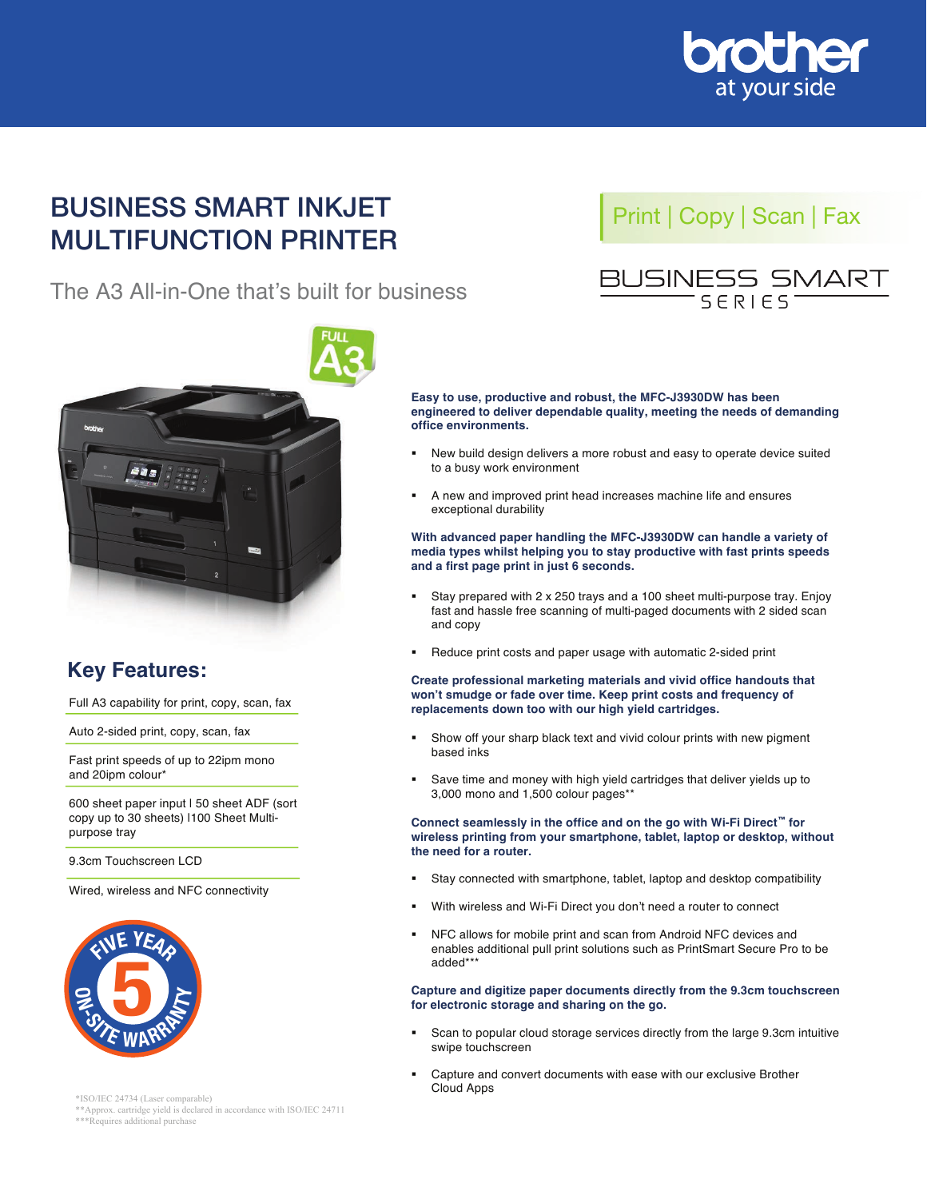# BUSINESS SMART INKJET MULTIFUNCTION PRINTER

Print | Copy | Scan | Fax

BUSINESS SMART SERIES

## The A3 All-in-One that's built for business

FULL A3

**Easy to use, productive and robust, the MFC-J3930DW has been engineered to deliver dependable quality, meeting the needs of demanding office environments.**

- New build design delivers a more robust and easy to operate device suited to a busy work environment
- A new and improved print head increases machine life and ensures exceptional durability

**With advanced paper handling the MFC-J3930DW can handle a variety of media types whilst helping you to stay productive with fast prints speeds and a first page print in just 6 seconds.**

- Stay prepared with 2 x 250 trays and a 100 sheet multi-purpose tray. Enjoy fast and hassle free scanning of multi-paged documents with 2 sided scan and copy
- Reduce print costs and paper usage with automatic 2-sided print

**Create professional marketing materials and vivid office handouts that won't smudge or fade over time. Keep print costs and frequency of replacements down too with our high yield cartridges.**

- Show off your sharp black text and vivid colour prints with new pigment based inks
- Save time and money with high yield cartridges that deliver yields up to 3,000 mono and 1,500 colour pages**

**Connect seamlessly in the office and on the go with Wi-Fi Direct™ for wireless printing from your smartphone, tablet, laptop or desktop, without the need for a router.**

- Stay connected with smartphone, tablet, laptop and desktop compatibility
- With wireless and Wi-Fi Direct you don't need a router to connect
- NFC allows for mobile print and scan from Android NFC devices and enables additional pull print solutions such as PrintSmart Secure Pro to be added***

**Capture and digitize paper documents directly from the 9.3cm touchscreen for electronic storage and sharing on the go.**

- Scan to popular cloud storage services directly from the large 9.3cm intuitive swipe touchscreen
- Capture and convert documents with ease with our exclusive Brother Cloud Apps

## Key Features:

- Full A3 capability for print, copy, scan, fax
- Auto 2-sided print, copy, scan, fax
- Fast print speeds of up to 22ipm mono and 20ipm colour*
- 600 sheet paper input | 50 sheet ADF (sort copy up to 30 sheets) |100 Sheet Multi-purpose tray
- 9.3cm Touchscreen LCD
- Wired, wireless and NFC connectivity

FIVE YEAR 5 ON-SITE WARRANTY

*ISO/IEC 24734 (Laser comparable)
**Approx. cartridge yield is declared in accordance with ISO/IEC 24711
***Requires additional purchase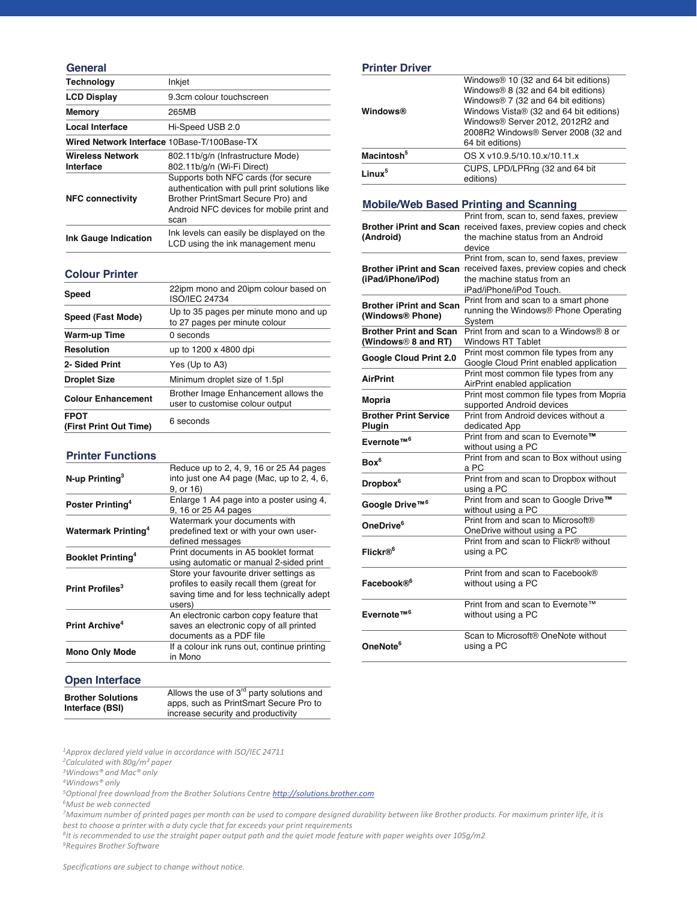## General

| | |
|---|---|
| **Technology** | Inkjet |
| **LCD Display** | 9.3cm colour touchscreen |
| **Memory** | 265MB |
| **Local Interface** | Hi-Speed USB 2.0 |
| **Wired Network Interface** | 10Base-T/100Base-TX |
| **Wireless Network Interface** | 802.11b/g/n (Infrastructure Mode) 802.11b/g/n (Wi-Fi Direct) |
| **NFC connectivity** | Supports both NFC cards (for secure authentication with pull print solutions like Brother PrintSmart Secure Pro) and Android NFC devices for mobile print and scan |
| **Ink Gauge Indication** | Ink levels can easily be displayed on the LCD using the ink management menu |

## Colour Printer

| | |
|---|---|
| **Speed** | 22ipm mono and 20ipm colour based on ISO/IEC 24734 |
| **Speed (Fast Mode)** | Up to 35 pages per minute mono and up to 27 pages per minute colour |
| **Warm-up Time** | 0 seconds |
| **Resolution** | up to 1200 x 4800 dpi |
| **2- Sided Print** | Yes (Up to A3) |
| **Droplet Size** | Minimum droplet size of 1.5pl |
| **Colour Enhancement** | Brother Image Enhancement allows the user to customise colour output |
| **FPOT (First Print Out Time)** | 6 seconds |

## Printer Functions

| | |
|---|---|
| **N-up Printing**[3] | Reduce up to 2, 4, 9, 16 or 25 A4 pages into just one A4 page (Mac, up to 2, 4, 6, 9, or 16) |
| **Poster Printing**[4] | Enlarge 1 A4 page into a poster using 4, 9, 16 or 25 A4 pages |
| **Watermark Printing**[4] | Watermark your documents with predefined text or with your own user-defined messages |
| **Booklet Printing**[4] | Print documents in A5 booklet format using automatic or manual 2-sided print |
| **Print Profiles**[3] | Store your favourite driver settings as profiles to easily recall them (great for saving time and for less technically adept users) |
| **Print Archive**[4] | An electronic carbon copy feature that saves an electronic copy of all printed documents as a PDF file |
| **Mono Only Mode** | If a colour ink runs out, continue printing in Mono |

## Open Interface

| | |
|---|---|
| **Brother Solutions Interface (BSI)** | Allows the use of 3rd party solutions and apps, such as PrintSmart Secure Pro to increase security and productivity |

## Printer Driver

| | |
|---|---|
| **Windows®** | Windows® 10 (32 and 64 bit editions) Windows® 8 (32 and 64 bit editions) Windows® 7 (32 and 64 bit editions) Windows Vista® (32 and 64 bit editions) Windows® Server 2012, 2012R2 and 2008R2 Windows® Server 2008 (32 and 64 bit editions) |
| **Macintosh**[5] | OS X v10.9.5/10.10.x/10.11.x |
| **Linux**[5] | CUPS, LPD/LPRng (32 and 64 bit editions) |

## Mobile/Web Based Printing and Scanning

| | |
|---|---|
| **Brother iPrint and Scan (Android)** | Print from, scan to, send faxes, preview received faxes, preview copies and check the machine status from an Android device |
| **Brother iPrint and Scan (iPad/iPhone/iPod)** | Print from, scan to, send faxes, preview received faxes, preview copies and check the machine status from an iPad/iPhone/iPod Touch. |
| **Brother iPrint and Scan (Windows® Phone)** | Print from and scan to a smart phone running the Windows® Phone Operating System |
| **Brother Print and Scan (Windows® 8 and RT)** | Print from and scan to a Windows® 8 or Windows RT Tablet |
| **Google Cloud Print 2.0** | Print most common file types from any Google Cloud Print enabled application |
| **AirPrint** | Print most common file types from any AirPrint enabled application |
| **Mopria** | Print most common file types from Mopria supported Android devices |
| **Brother Print Service Plugin** | Print from Android devices without a dedicated App |
| **Evernote™**[6] | Print from and scan to Evernote™ without using a PC |
| **Box**[6] | Print from and scan to Box without using a PC |
| **Dropbox**[6] | Print from and scan to Dropbox without using a PC |
| **Google Drive™**[6] | Print from and scan to Google Drive™ without using a PC |
| **OneDrive**[6] | Print from and scan to Microsoft® OneDrive without using a PC |
| **Flickr®**[6] | Print from and scan to Flickr® without using a PC |
| **Facebook®**[6] | Print from and scan to Facebook® without using a PC |
| **Evernote™**[6] | Print from and scan to Evernote™ without using a PC |
| **OneNote**[6] | Scan to Microsoft® OneNote without using a PC |

*[1]Approx declared yield value in accordance with ISO/IEC 24711*
*[2]Calculated with 80g/m² paper*
*[3]Windows® and Mac® only*
*[4]Windows® only*
*[5]Optional free download from the Brother Solutions Centre http://solutions.brother.com*
*[6]Must be web connected*
*[7]Maximum number of printed pages per month can be used to compare designed durability between like Brother products. For maximum printer life, it is best to choose a printer with a duty cycle that far exceeds your print requirements*
*[8]It is recommended to use the straight paper output path and the quiet mode feature with paper weights over 105g/m2*
*[9]Requires Brother Software*

*Specifications are subject to change without notice.*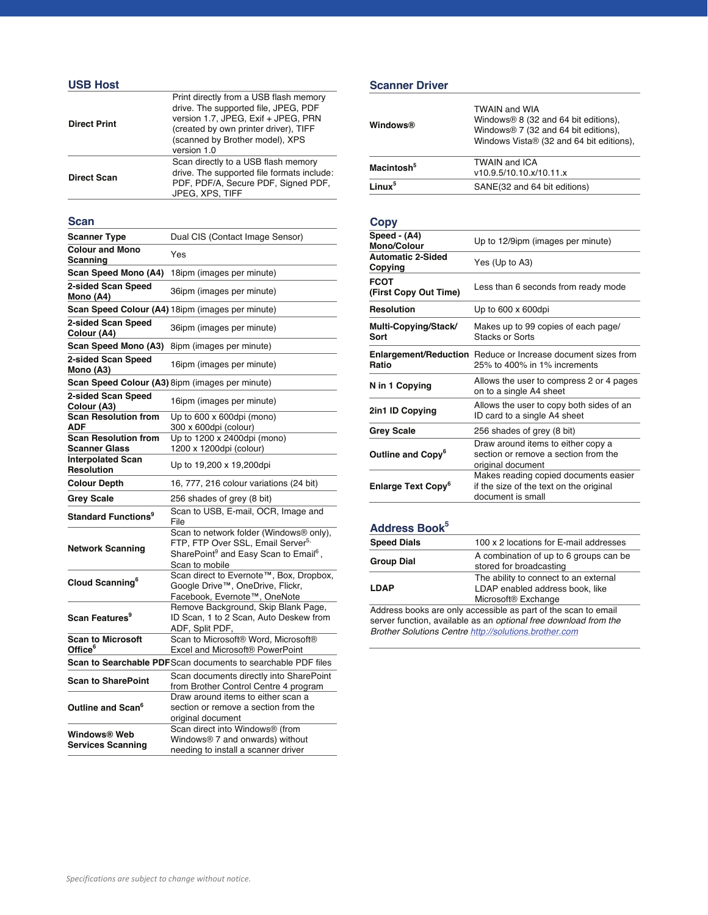## USB Host

| | |
|---|---|
| **Direct Print** | Print directly from a USB flash memory drive. The supported file, JPEG, PDF version 1.7, JPEG, Exif + JPEG, PRN (created by own printer driver), TIFF (scanned by Brother model), XPS version 1.0 |
| **Direct Scan** | Scan directly to a USB flash memory drive. The supported file formats include: PDF, PDF/A, Secure PDF, Signed PDF, JPEG, XPS, TIFF |

## Scan

| | |
|---|---|
| **Scanner Type** | Dual CIS (Contact Image Sensor) |
| **Colour and Mono Scanning** | Yes |
| **Scan Speed Mono (A4)** | 18ipm (images per minute) |
| **2-sided Scan Speed Mono (A4)** | 36ipm (images per minute) |
| **Scan Speed Colour (A4)** | 18ipm (images per minute) |
| **2-sided Scan Speed Colour (A4)** | 36ipm (images per minute) |
| **Scan Speed Mono (A3)** | 8ipm (images per minute) |
| **2-sided Scan Speed Mono (A3)** | 16ipm (images per minute) |
| **Scan Speed Colour (A3)** | 8ipm (images per minute) |
| **2-sided Scan Speed Colour (A3)** | 16ipm (images per minute) |
| **Scan Resolution from ADF** | Up to 600 x 600dpi (mono)<br>300 x 600dpi (colour) |
| **Scan Resolution from Scanner Glass** | Up to 1200 x 2400dpi (mono)<br>1200 x 1200dpi (colour) |
| **Interpolated Scan Resolution** | Up to 19,200 x 19,200dpi |
| **Colour Depth** | 16, 777, 216 colour variations (24 bit) |
| **Grey Scale** | 256 shades of grey (8 bit) |
| **Standard Functions[9]** | Scan to USB, E-mail, OCR, Image and File |
| **Network Scanning** | Scan to network folder (Windows® only), FTP, FTP Over SSL, Email Server[5], SharePoint[9] and Easy Scan to Email[6], Scan to mobile |
| **Cloud Scanning[6]** | Scan direct to Evernote™, Box, Dropbox, Google Drive™, OneDrive, Flickr, Facebook, Evernote™, OneNote |
| **Scan Features[9]** | Remove Background, Skip Blank Page, ID Scan, 1 to 2 Scan, Auto Deskew from ADF, Split PDF, |
| **Scan to Microsoft Office[6]** | Scan to Microsoft® Word, Microsoft® Excel and Microsoft® PowerPoint |
| **Scan to Searchable PDF** | Scan documents to searchable PDF files |
| **Scan to SharePoint** | Scan documents directly into SharePoint from Brother Control Centre 4 program |
| **Outline and Scan[6]** | Draw around items to either scan a section or remove a section from the original document |
| **Windows® Web Services Scanning** | Scan direct into Windows® (from Windows® 7 and onwards) without needing to install a scanner driver |

## Scanner Driver

| | |
|---|---|
| **Windows®** | TWAIN and WIA<br>Windows® 8 (32 and 64 bit editions), Windows® 7 (32 and 64 bit editions), Windows Vista® (32 and 64 bit editions), |
| **Macintosh[5]** | TWAIN and ICA<br>v10.9.5/10.10.x/10.11.x |
| **Linux[5]** | SANE(32 and 64 bit editions) |

## Copy

| | |
|---|---|
| **Speed - (A4) Mono/Colour** | Up to 12/9ipm (images per minute) |
| **Automatic 2-Sided Copying** | Yes (Up to A3) |
| **FCOT (First Copy Out Time)** | Less than 6 seconds from ready mode |
| **Resolution** | Up to 600 x 600dpi |
| **Multi-Copying/Stack/ Sort** | Makes up to 99 copies of each page/ Stacks or Sorts |
| **Enlargement/Reduction Ratio** | Reduce or Increase document sizes from 25% to 400% in 1% increments |
| **N in 1 Copying** | Allows the user to compress 2 or 4 pages on to a single A4 sheet |
| **2in1 ID Copying** | Allows the user to copy both sides of an ID card to a single A4 sheet |
| **Grey Scale** | 256 shades of grey (8 bit) |
| **Outline and Copy[6]** | Draw around items to either copy a section or remove a section from the original document |
| **Enlarge Text Copy[6]** | Makes reading copied documents easier if the size of the text on the original document is small |

## Address Book[5]

| | |
|---|---|
| **Speed Dials** | 100 x 2 locations for E-mail addresses |
| **Group Dial** | A combination of up to 6 groups can be stored for broadcasting |
| **LDAP** | The ability to connect to an external LDAP enabled address book, like Microsoft® Exchange |

Address books are only accessible as part of the scan to email server function, available as an *optional free download from the Brother Solutions Centre* http://solutions.brother.com

*Specifications are subject to change without notice.*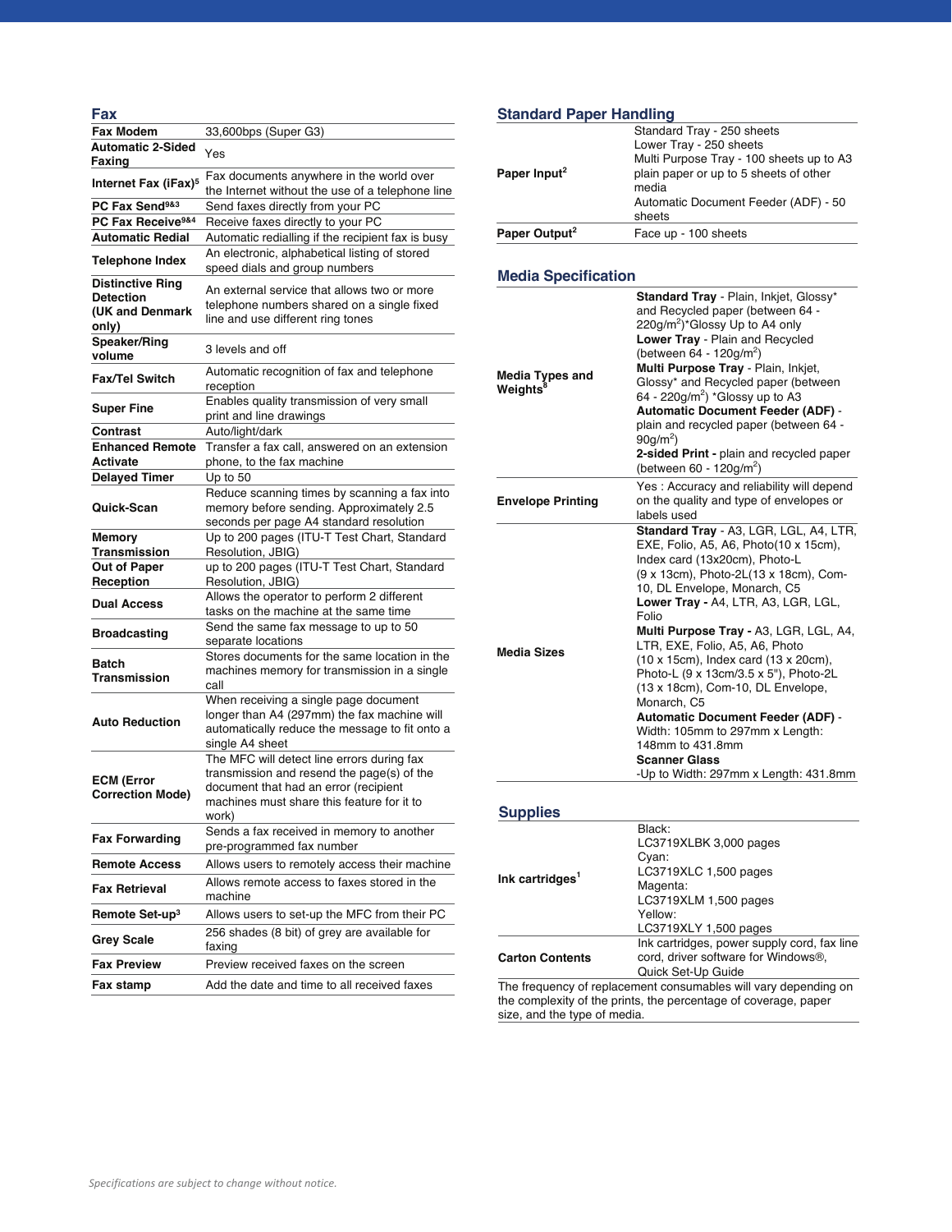## Fax

| | |
|---|---|
| **Fax Modem** | 33,600bps (Super G3) |
| **Automatic 2-Sided Faxing** | Yes |
| **Internet Fax (iFax)**[5] | Fax documents anywhere in the world over the Internet without the use of a telephone line |
| **PC Fax Send**[9&3] | Send faxes directly from your PC |
| **PC Fax Receive**[9&4] | Receive faxes directly to your PC |
| **Automatic Redial** | Automatic redialling if the recipient fax is busy |
| **Telephone Index** | An electronic, alphabetical listing of stored speed dials and group numbers |
| **Distinctive Ring Detection (UK and Denmark only)** | An external service that allows two or more telephone numbers shared on a single fixed line and use different ring tones |
| **Speaker/Ring volume** | 3 levels and off |
| **Fax/Tel Switch** | Automatic recognition of fax and telephone reception |
| **Super Fine** | Enables quality transmission of very small print and line drawings |
| **Contrast** | Auto/light/dark |
| **Enhanced Remote Activate** | Transfer a fax call, answered on an extension phone, to the fax machine |
| **Delayed Timer** | Up to 50 |
| **Quick-Scan** | Reduce scanning times by scanning a fax into memory before sending. Approximately 2.5 seconds per page A4 standard resolution |
| **Memory Transmission** | Up to 200 pages (ITU-T Test Chart, Standard Resolution, JBIG) |
| **Out of Paper Reception** | up to 200 pages (ITU-T Test Chart, Standard Resolution, JBIG) |
| **Dual Access** | Allows the operator to perform 2 different tasks on the machine at the same time |
| **Broadcasting** | Send the same fax message to up to 50 separate locations |
| **Batch Transmission** | Stores documents for the same location in the machines memory for transmission in a single call |
| **Auto Reduction** | When receiving a single page document longer than A4 (297mm) the fax machine will automatically reduce the message to fit onto a single A4 sheet |
| **ECM (Error Correction Mode)** | The MFC will detect line errors during fax transmission and resend the page(s) of the document that had an error (recipient machines must share this feature for it to work) |
| **Fax Forwarding** | Sends a fax received in memory to another pre-programmed fax number |
| **Remote Access** | Allows users to remotely access their machine |
| **Fax Retrieval** | Allows remote access to faxes stored in the machine |
| **Remote Set-up**[3] | Allows users to set-up the MFC from their PC |
| **Grey Scale** | 256 shades (8 bit) of grey are available for faxing |
| **Fax Preview** | Preview received faxes on the screen |
| **Fax stamp** | Add the date and time to all received faxes |

## Standard Paper Handling

| | |
|---|---|
| **Paper Input**[2] | Standard Tray - 250 sheets<br>Lower Tray - 250 sheets<br>Multi Purpose Tray - 100 sheets up to A3 plain paper or up to 5 sheets of other media<br>Automatic Document Feeder (ADF) - 50 sheets |
| **Paper Output**[2] | Face up - 100 sheets |

## Media Specification

| | |
|---|---|
| **Media Types and Weights**[8] | **Standard Tray** - Plain, Inkjet, Glossy* and Recycled paper (between 64 - 220g/m$^2$)*Glossy Up to A4 only<br>**Lower Tray** - Plain and Recycled (between 64 - 120g/m$^2$)<br>**Multi Purpose Tray** - Plain, Inkjet, Glossy* and Recycled paper (between 64 - 220g/m$^2$) *Glossy up to A3<br>**Automatic Document Feeder (ADF)** - plain and recycled paper (between 64 - 90g/m$^2$)<br>**2-sided Print -** plain and recycled paper (between 60 - 120g/m$^2$) |
| **Envelope Printing** | Yes : Accuracy and reliability will depend on the quality and type of envelopes or labels used |
| **Media Sizes** | **Standard Tray** - A3, LGR, LGL, A4, LTR, EXE, Folio, A5, A6, Photo(10 x 15cm), Index card (13x20cm), Photo-L (9 x 13cm), Photo-2L(13 x 18cm), Com-10, DL Envelope, Monarch, C5<br>**Lower Tray -** A4, LTR, A3, LGR, LGL, Folio<br>**Multi Purpose Tray -** A3, LGR, LGL, A4, LTR, EXE, Folio, A5, A6, Photo (10 x 15cm), Index card (13 x 20cm), Photo-L (9 x 13cm/3.5 x 5"), Photo-2L (13 x 18cm), Com-10, DL Envelope, Monarch, C5<br>**Automatic Document Feeder (ADF)** - Width: 105mm to 297mm x Length: 148mm to 431.8mm<br>**Scanner Glass**<br>-Up to Width: 297mm x Length: 431.8mm |

## Supplies

| | |
|---|---|
| **Ink cartridges**[1] | Black:<br>LC3719XLBK 3,000 pages<br>Cyan:<br>LC3719XLC 1,500 pages<br>Magenta:<br>LC3719XLM 1,500 pages<br>Yellow:<br>LC3719XLY 1,500 pages |
| **Carton Contents** | Ink cartridges, power supply cord, fax line cord, driver software for Windows®, Quick Set-Up Guide |

The frequency of replacement consumables will vary depending on the complexity of the prints, the percentage of coverage, paper size, and the type of media.

*Specifications are subject to change without notice.*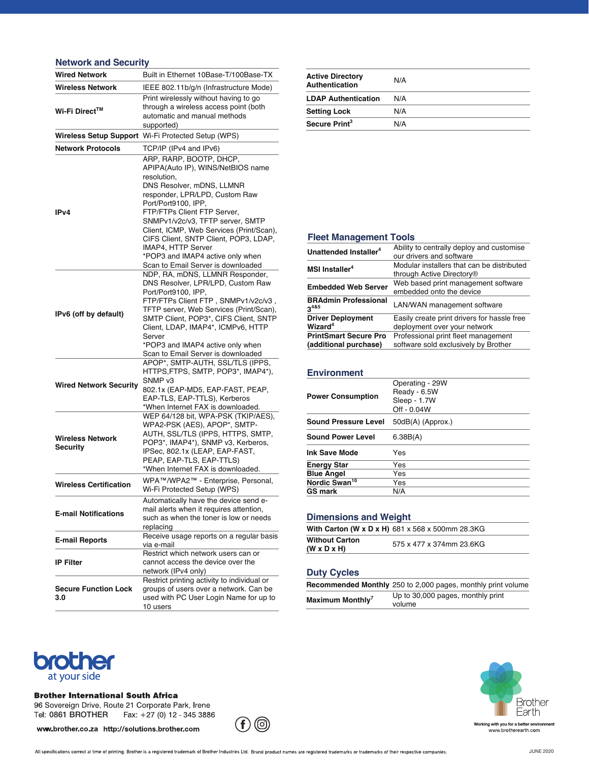## Network and Security

| | |
|---|---|
| **Wired Network** | Built in Ethernet 10Base-T/100Base-TX |
| **Wireless Network** | IEEE 802.11b/g/n (Infrastructure Mode) |
| **Wi-Fi Direct™** | Print wirelessly without having to go through a wireless access point (both automatic and manual methods supported) |
| **Wireless Setup Support** | Wi-Fi Protected Setup (WPS) |
| **Network Protocols** | TCP/IP (IPv4 and IPv6) |
| **IPv4** | ARP, RARP, BOOTP, DHCP, APIPA(Auto IP), WINS/NetBIOS name resolution, DNS Resolver, mDNS, LLMNR responder, LPR/LPD, Custom Raw Port/Port9100, IPP, FTP/FTPs Client FTP Server, SNMPv1/v2c/v3, TFTP server, SMTP Client, ICMP, Web Services (Print/Scan), CIFS Client, SNTP Client, POP3, LDAP, IMAP4, HTTP Server *POP3 and IMAP4 active only when Scan to Email Server is downloaded |
| **IPv6 (off by default)** | NDP, RA, mDNS, LLMNR Responder, DNS Resolver, LPR/LPD, Custom Raw Port/Port9100, IPP, FTP/FTPs Client FTP , SNMPv1/v2c/v3 , TFTP server, Web Services (Print/Scan), SMTP Client, POP3*, CIFS Client, SNTP Client, LDAP, IMAP4*, ICMPv6, HTTP Server *POP3 and IMAP4 active only when Scan to Email Server is downloaded |
| **Wired Network Security** | APOP*, SMTP-AUTH, SSL/TLS (IPPS, HTTPS,FTPS, SMTP, POP3*, IMAP4*), SNMP v3 802.1x (EAP-MD5, EAP-FAST, PEAP, EAP-TLS, EAP-TTLS), Kerberos *When Internet FAX is downloaded. |
| **Wireless Network Security** | WEP 64/128 bit, WPA-PSK (TKIP/AES), WPA2-PSK (AES), APOP*, SMTP-AUTH, SSL/TLS (IPPS, HTTPS, SMTP, POP3*, IMAP4*), SNMP v3, Kerberos, IPSec, 802.1x (LEAP, EAP-FAST, PEAP, EAP-TLS, EAP-TTLS) *When Internet FAX is downloaded. |
| **Wireless Certification** | WPA™/WPA2™ - Enterprise, Personal, Wi-Fi Protected Setup (WPS) |
| **E-mail Notifications** | Automatically have the device send e-mail alerts when it requires attention, such as when the toner is low or needs replacing |
| **E-mail Reports** | Receive usage reports on a regular basis via e-mail |
| **IP Filter** | Restrict which network users can or cannot access the device over the network (IPv4 only) |
| **Secure Function Lock 3.0** | Restrict printing activity to individual or groups of users over a network. Can be used with PC User Login Name for up to 10 users |
| **Active Directory Authentication** | N/A |
| **LDAP Authentication** | N/A |
| **Setting Lock** | N/A |
| **Secure Print[3]** | N/A |

## Fleet Management Tools

| | |
|---|---|
| **Unattended Installer[4]** | Ability to centrally deploy and customise our drivers and software |
| **MSI Installer[4]** | Modular installers that can be distributed through Active Directory® |
| **Embedded Web Server** | Web based print management software embedded onto the device |
| **BRAdmin Professional 3[4&5]** | LAN/WAN management software |
| **Driver Deployment Wizard[4]** | Easily create print drivers for hassle free deployment over your network |
| **PrintSmart Secure Pro (additional purchase)** | Professional print fleet management software sold exclusively by Brother |

## Environment

| | |
|---|---|
| **Power Consumption** | Operating - 29W<br>Ready - 6.5W<br>Sleep - 1.7W<br>Off - 0.04W |
| **Sound Pressure Level** | 50dB(A) (Approx.) |
| **Sound Power Level** | 6.38B(A) |
| **Ink Save Mode** | Yes |
| **Energy Star** | Yes |
| **Blue Angel** | Yes |
| **Nordic Swan[10]** | Yes |
| **GS mark** | N/A |

## Dimensions and Weight

| | |
|---|---|
| **With Carton (W x D x H)** | 681 x 568 x 500mm 28.3KG |
| **Without Carton (W x D x H)** | 575 x 477 x 374mm 23.6KG |

## Duty Cycles

| | |
|---|---|
| **Recommended Monthly** | 250 to 2,000 pages, monthly print volume |
| **Maximum Monthly[7]** | Up to 30,000 pages, monthly print volume |

brother at your side

**Brother International South Africa**
96 Sovereign Drive, Route 21 Corporate Park, Irene
Tel: 0861 BROTHER Fax: +27 (0) 12 - 345 3886
www.brother.co.za http://solutions.brother.com

Brother Earth
Working with you for a better environment
www.brotherearth.com

All specifications correct at time of printing. Brother is a registered trademark of Brother Industries Ltd. Brand product names are registered trademarks or trademarks of their respective companies.

JUNE 2020